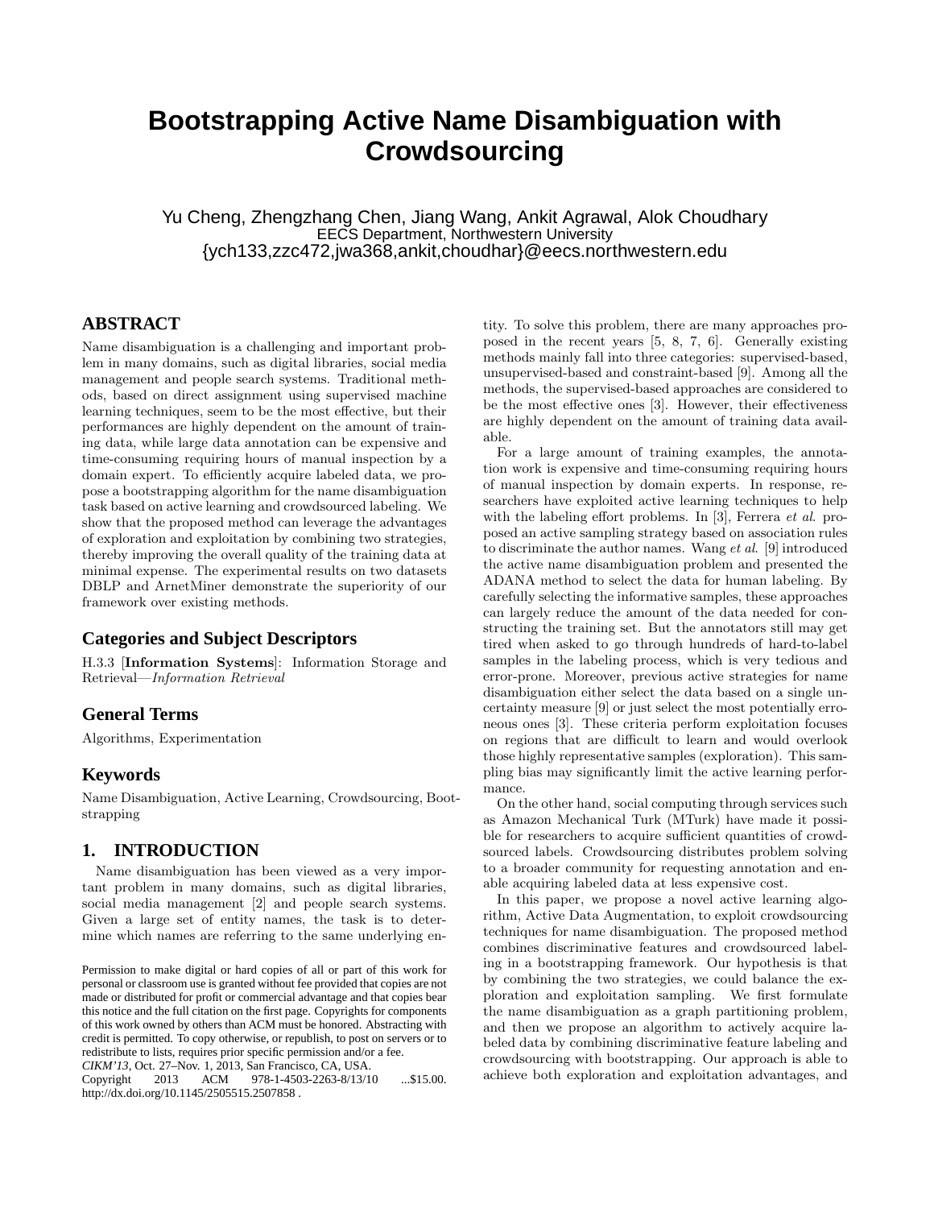# Bootstrapping Active Name Disambiguation with Crowdsourcing

Yu Cheng, Zhengzhang Chen, Jiang Wang, Ankit Agrawal, Alok Choudhary
EECS Department, Northwestern University
{ych133,zzc472,jwa368,ankit,choudhar}@eecs.northwestern.edu

## ABSTRACT

Name disambiguation is a challenging and important problem in many domains, such as digital libraries, social media management and people search systems. Traditional methods, based on direct assignment using supervised machine learning techniques, seem to be the most effective, but their performances are highly dependent on the amount of training data, while large data annotation can be expensive and time-consuming requiring hours of manual inspection by a domain expert. To efficiently acquire labeled data, we propose a bootstrapping algorithm for the name disambiguation task based on active learning and crowdsourced labeling. We show that the proposed method can leverage the advantages of exploration and exploitation by combining two strategies, thereby improving the overall quality of the training data at minimal expense. The experimental results on two datasets DBLP and ArnetMiner demonstrate the superiority of our framework over existing methods.

## Categories and Subject Descriptors

H.3.3 [**Information Systems**]: Information Storage and Retrieval—*Information Retrieval*

## General Terms

Algorithms, Experimentation

## Keywords

Name Disambiguation, Active Learning, Crowdsourcing, Bootstrapping

## 1. INTRODUCTION

Name disambiguation has been viewed as a very important problem in many domains, such as digital libraries, social media management [2] and people search systems. Given a large set of entity names, the task is to determine which names are referring to the same underlying entity. To solve this problem, there are many approaches proposed in the recent years [5, 8, 7, 6]. Generally existing methods mainly fall into three categories: supervised-based, unsupervised-based and constraint-based [9]. Among all the methods, the supervised-based approaches are considered to be the most effective ones [3]. However, their effectiveness are highly dependent on the amount of training data available.

For a large amount of training examples, the annotation work is expensive and time-consuming requiring hours of manual inspection by domain experts. In response, researchers have exploited active learning techniques to help with the labeling effort problems. In [3], Ferrera *et al.* proposed an active sampling strategy based on association rules to discriminate the author names. Wang *et al.* [9] introduced the active name disambiguation problem and presented the ADANA method to select the data for human labeling. By carefully selecting the informative samples, these approaches can largely reduce the amount of the data needed for constructing the training set. But the annotators still may get tired when asked to go through hundreds of hard-to-label samples in the labeling process, which is very tedious and error-prone. Moreover, previous active strategies for name disambiguation either select the data based on a single uncertainty measure [9] or just select the most potentially erroneous ones [3]. These criteria perform exploitation focuses on regions that are difficult to learn and would overlook those highly representative samples (exploration). This sampling bias may significantly limit the active learning performance.

On the other hand, social computing through services such as Amazon Mechanical Turk (MTurk) have made it possible for researchers to acquire sufficient quantities of crowdsourced labels. Crowdsourcing distributes problem solving to a broader community for requesting annotation and enable acquiring labeled data at less expensive cost.

In this paper, we propose a novel active learning algorithm, Active Data Augmentation, to exploit crowdsourcing techniques for name disambiguation. The proposed method combines discriminative features and crowdsourced labeling in a bootstrapping framework. Our hypothesis is that by combining the two strategies, we could balance the exploration and exploitation sampling. We first formulate the name disambiguation as a graph partitioning problem, and then we propose an algorithm to actively acquire labeled data by combining discriminative feature labeling and crowdsourcing with bootstrapping. Our approach is able to achieve both exploration and exploitation advantages, and

Permission to make digital or hard copies of all or part of this work for personal or classroom use is granted without fee provided that copies are not made or distributed for profit or commercial advantage and that copies bear this notice and the full citation on the first page. Copyrights for components of this work owned by others than ACM must be honored. Abstracting with credit is permitted. To copy otherwise, or republish, to post on servers or to redistribute to lists, requires prior specific permission and/or a fee.
*CIKM'13,* Oct. 27–Nov. 1, 2013, San Francisco, CA, USA.
Copyright 2013 ACM 978-1-4503-2263-8/13/10 ...$15.00.
http://dx.doi.org/10.1145/2505515.2507858 .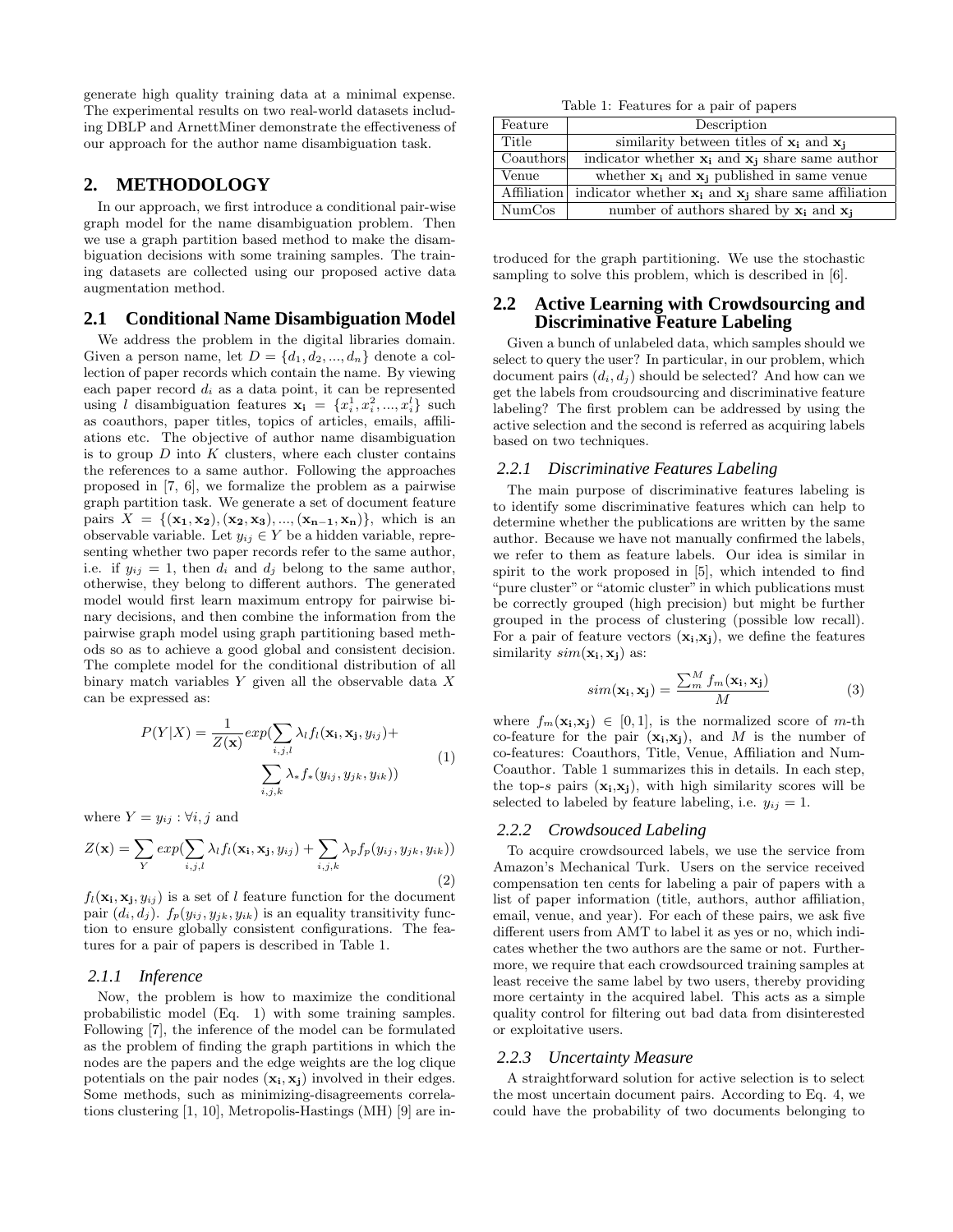generate high quality training data at a minimal expense. The experimental results on two real-world datasets including DBLP and ArnettMiner demonstrate the effectiveness of our approach for the author name disambiguation task.

## 2. METHODOLOGY

In our approach, we first introduce a conditional pair-wise graph model for the name disambiguation problem. Then we use a graph partition based method to make the disambiguation decisions with some training samples. The training datasets are collected using our proposed active data augmentation method.

### 2.1 Conditional Name Disambiguation Model

We address the problem in the digital libraries domain. Given a person name, let $D = \{d_1, d_2, ..., d_n\}$ denote a collection of paper records which contain the name. By viewing each paper record $d_i$ as a data point, it can be represented using $l$ disambiguation features $\mathbf{x_i} = \{x_i^1, x_i^2, ..., x_i^l\}$ such as coauthors, paper titles, topics of articles, emails, affiliations etc. The objective of author name disambiguation is to group $D$ into $K$ clusters, where each cluster contains the references to a same author. Following the approaches proposed in [7, 6], we formalize the problem as a pairwise graph partition task. We generate a set of document feature pairs $X = \{(\mathbf{x_1}, \mathbf{x_2}), (\mathbf{x_2}, \mathbf{x_3}), ..., (\mathbf{x_{n-1}}, \mathbf{x_n})\}$, which is an observable variable. Let $y_{ij} \in Y$ be a hidden variable, representing whether two paper records refer to the same author, i.e. if $y_{ij} = 1$, then $d_i$ and $d_j$ belong to the same author, otherwise, they belong to different authors. The generated model would first learn maximum entropy for pairwise binary decisions, and then combine the information from the pairwise graph model using graph partitioning based methods so as to achieve a good global and consistent decision. The complete model for the conditional distribution of all binary match variables $Y$ given all the observable data $X$ can be expressed as:

$$P(Y|X) = \frac{1}{Z(\mathbf{x})} exp(\sum_{i,j,l} \lambda_l f_l(\mathbf{x_i}, \mathbf{x_j}, y_{ij}) + \sum_{i,j,k} \lambda_* f_*(y_{ij}, y_{jk}, y_{ik})) \tag{1}$$

where $Y = y_{ij} : \forall i, j$ and

$$Z(\mathbf{x}) = \sum_{Y} exp(\sum_{i,j,l} \lambda_l f_l(\mathbf{x_i}, \mathbf{x_j}, y_{ij}) + \sum_{i,j,k} \lambda_p f_p(y_{ij}, y_{jk}, y_{ik})) \tag{2}$$

$f_l(\mathbf{x_i}, \mathbf{x_j}, y_{ij})$ is a set of $l$ feature function for the document pair $(d_i, d_j)$. $f_p(y_{ij}, y_{jk}, y_{ik})$ is an equality transitivity function to ensure globally consistent configurations. The features for a pair of papers is described in Table 1.

#### 2.1.1 Inference

Now, the problem is how to maximize the conditional probabilistic model (Eq. 1) with some training samples. Following [7], the inference of the model can be formulated as the problem of finding the graph partitions in which the nodes are the papers and the edge weights are the log clique potentials on the pair nodes $(\mathbf{x_i}, \mathbf{x_j})$ involved in their edges. Some methods, such as minimizing-disagreements correlations clustering [1, 10], Metropolis-Hastings (MH) [9] are introduced for the graph partitioning. We use the stochastic sampling to solve this problem, which is described in [6].

Table 1: Features for a pair of papers

| Feature | Description |
|---|---|
| Title | similarity between titles of $\mathbf{x_i}$ and $\mathbf{x_j}$ |
| Coauthors | indicator whether $\mathbf{x_i}$ and $\mathbf{x_j}$ share same author |
| Venue | whether $\mathbf{x_i}$ and $\mathbf{x_j}$ published in same venue |
| Affiliation | indicator whether $\mathbf{x_i}$ and $\mathbf{x_j}$ share same affiliation |
| NumCos | number of authors shared by $\mathbf{x_i}$ and $\mathbf{x_j}$ |

### 2.2 Active Learning with Crowdsourcing and Discriminative Feature Labeling

Given a bunch of unlabeled data, which samples should we select to query the user? In particular, in our problem, which document pairs $(d_i, d_j)$ should be selected? And how can we get the labels from croudsourcing and discriminative feature labeling? The first problem can be addressed by using the active selection and the second is referred as acquiring labels based on two techniques.

#### 2.2.1 Discriminative Features Labeling

The main purpose of discriminative features labeling is to identify some discriminative features which can help to determine whether the publications are written by the same author. Because we have not manually confirmed the labels, we refer to them as feature labels. Our idea is similar in spirit to the work proposed in [5], which intended to find "pure cluster" or "atomic cluster" in which publications must be correctly grouped (high precision) but might be further grouped in the process of clustering (possible low recall). For a pair of feature vectors $(\mathbf{x_i}, \mathbf{x_j})$, we define the features similarity $sim(\mathbf{x_i}, \mathbf{x_j})$ as:

$$sim(\mathbf{x_i}, \mathbf{x_j}) = \frac{\sum_m^M f_m(\mathbf{x_i}, \mathbf{x_j})}{M} \tag{3}$$

where $f_m(\mathbf{x_i}, \mathbf{x_j}) \in [0, 1]$, is the normalized score of $m$-th co-feature for the pair $(\mathbf{x_i}, \mathbf{x_j})$, and $M$ is the number of co-features: Coauthors, Title, Venue, Affiliation and NumCoauthor. Table 1 summarizes this in details. In each step, the top-$s$ pairs $(\mathbf{x_i}, \mathbf{x_j})$, with high similarity scores will be selected to labeled by feature labeling, i.e. $y_{ij} = 1$.

#### 2.2.2 Crowdsouced Labeling

To acquire crowdsourced labels, we use the service from Amazon's Mechanical Turk. Users on the service received compensation ten cents for labeling a pair of papers with a list of paper information (title, authors, author affiliation, email, venue, and year). For each of these pairs, we ask five different users from AMT to label it as yes or no, which indicates whether the two authors are the same or not. Furthermore, we require that each crowdsourced training samples at least receive the same label by two users, thereby providing more certainty in the acquired label. This acts as a simple quality control for filtering out bad data from disinterested or exploitative users.

#### 2.2.3 Uncertainty Measure

A straightforward solution for active selection is to select the most uncertain document pairs. According to Eq. 4, we could have the probability of two documents belonging to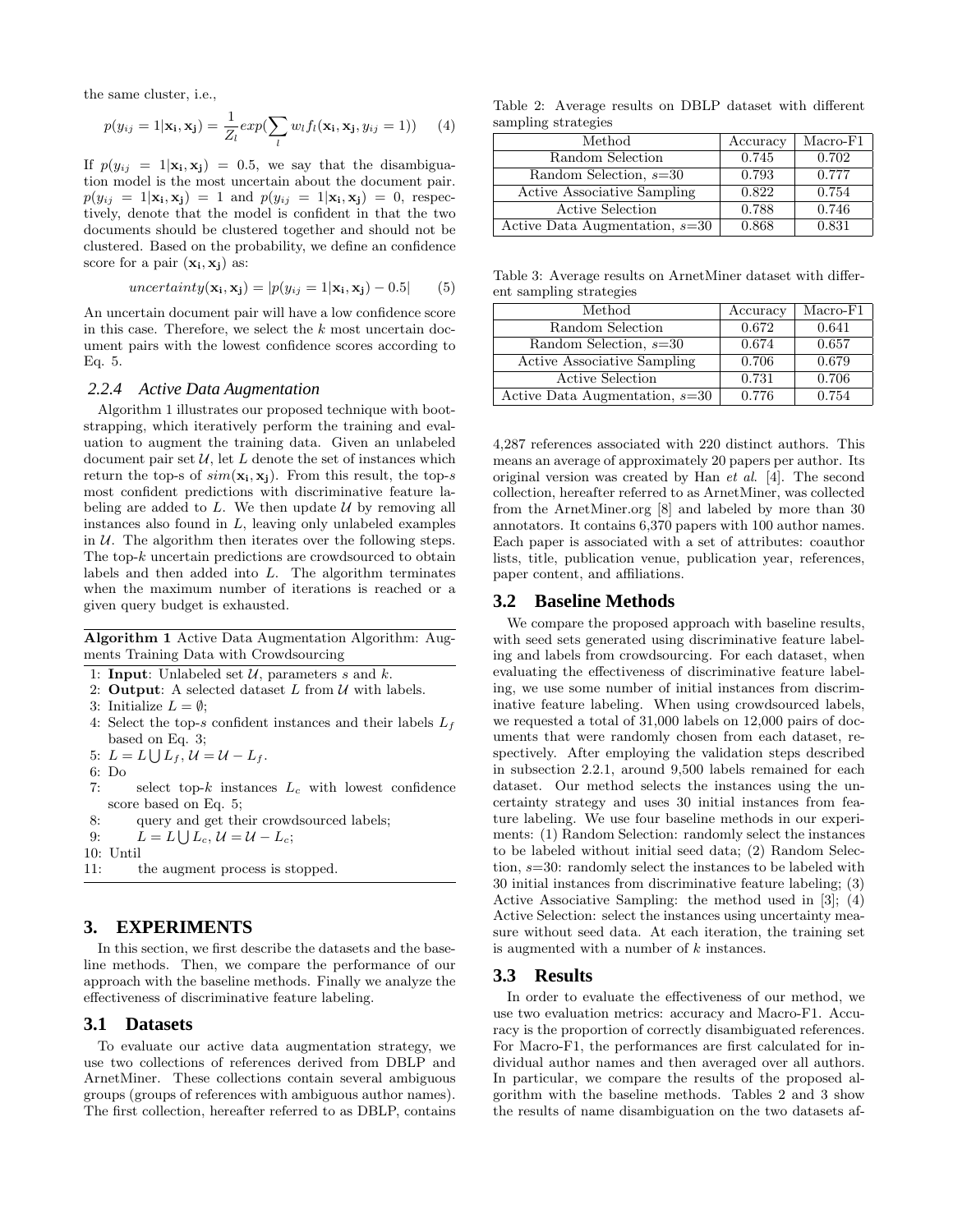the same cluster, i.e.,

$$p(y_{ij} = 1|\mathbf{x_i}, \mathbf{x_j}) = \frac{1}{Z_l} exp(\sum_l w_l f_l(\mathbf{x_i}, \mathbf{x_j}, y_{ij} = 1)) \quad (4)$$

If $p(y_{ij} = 1|\mathbf{x_i}, \mathbf{x_j}) = 0.5$, we say that the disambiguation model is the most uncertain about the document pair. $p(y_{ij} = 1|\mathbf{x_i}, \mathbf{x_j}) = 1$ and $p(y_{ij} = 1|\mathbf{x_i}, \mathbf{x_j}) = 0$, respectively, denote that the model is confident in that the two documents should be clustered together and should not be clustered. Based on the probability, we define an confidence score for a pair $(\mathbf{x_i}, \mathbf{x_j})$ as:

$$uncertainty(\mathbf{x_i}, \mathbf{x_j}) = |p(y_{ij} = 1|\mathbf{x_i}, \mathbf{x_j}) - 0.5| \quad (5)$$

An uncertain document pair will have a low confidence score in this case. Therefore, we select the $k$ most uncertain document pairs with the lowest confidence scores according to Eq. 5.

### 2.2.4 Active Data Augmentation

Algorithm 1 illustrates our proposed technique with bootstrapping, which iteratively perform the training and evaluation to augment the training data. Given an unlabeled document pair set $\mathcal{U}$, let $L$ denote the set of instances which return the top-s of $sim(\mathbf{x_i}, \mathbf{x_j})$. From this result, the top-$s$ most confident predictions with discriminative feature labeling are added to $L$. We then update $\mathcal{U}$ by removing all instances also found in $L$, leaving only unlabeled examples in $\mathcal{U}$. The algorithm then iterates over the following steps. The top-$k$ uncertain predictions are crowdsourced to obtain labels and then added into $L$. The algorithm terminates when the maximum number of iterations is reached or a given query budget is exhausted.

**Algorithm 1** Active Data Augmentation Algorithm: Augments Training Data with Crowdsourcing

1: **Input**: Unlabeled set $\mathcal{U}$, parameters $s$ and $k$.
2: **Output**: A selected dataset $L$ from $\mathcal{U}$ with labels.
3: Initialize $L = \emptyset$;
4: Select the top-$s$ confident instances and their labels $L_f$ based on Eq. 3;
5: $L = L \bigcup L_f$, $\mathcal{U} = \mathcal{U} - L_f$.
6: Do
7: select top-$k$ instances $L_c$ with lowest confidence score based on Eq. 5;
8: query and get their crowdsourced labels;
9: $L = L \bigcup L_c$, $\mathcal{U} = \mathcal{U} - L_c$;
10: Until
11: the augment process is stopped.

## 3. EXPERIMENTS

In this section, we first describe the datasets and the baseline methods. Then, we compare the performance of our approach with the baseline methods. Finally we analyze the effectiveness of discriminative feature labeling.

### 3.1 Datasets

To evaluate our active data augmentation strategy, we use two collections of references derived from DBLP and ArnetMiner. These collections contain several ambiguous groups (groups of references with ambiguous author names). The first collection, hereafter referred to as DBLP, contains 4,287 references associated with 220 distinct authors. This means an average of approximately 20 papers per author. Its original version was created by Han *et al.* [4]. The second collection, hereafter referred to as ArnetMiner, was collected from the ArnetMiner.org [8] and labeled by more than 30 annotators. It contains 6,370 papers with 100 author names. Each paper is associated with a set of attributes: coauthor lists, title, publication venue, publication year, references, paper content, and affiliations.

Table 2: Average results on DBLP dataset with different sampling strategies

| Method | Accuracy | Macro-F1 |
|---|---|---|
| Random Selection | 0.745 | 0.702 |
| Random Selection, $s$=30 | 0.793 | 0.777 |
| Active Associative Sampling | 0.822 | 0.754 |
| Active Selection | 0.788 | 0.746 |
| Active Data Augmentation, $s$=30 | 0.868 | 0.831 |

Table 3: Average results on ArnetMiner dataset with different sampling strategies

| Method | Accuracy | Macro-F1 |
|---|---|---|
| Random Selection | 0.672 | 0.641 |
| Random Selection, $s$=30 | 0.674 | 0.657 |
| Active Associative Sampling | 0.706 | 0.679 |
| Active Selection | 0.731 | 0.706 |
| Active Data Augmentation, $s$=30 | 0.776 | 0.754 |

### 3.2 Baseline Methods

We compare the proposed approach with baseline results, with seed sets generated using discriminative feature labeling and labels from crowdsourcing. For each dataset, when evaluating the effectiveness of discriminative feature labeling, we use some number of initial instances from discriminative feature labeling. When using crowdsourced labels, we requested a total of 31,000 labels on 12,000 pairs of documents that were randomly chosen from each dataset, respectively. After employing the validation steps described in subsection 2.2.1, around 9,500 labels remained for each dataset. Our method selects the instances using the uncertainty strategy and uses 30 initial instances from feature labeling. We use four baseline methods in our experiments: (1) Random Selection: randomly select the instances to be labeled without initial seed data; (2) Random Selection, $s$=30: randomly select the instances to be labeled with 30 initial instances from discriminative feature labeling; (3) Active Associative Sampling: the method used in [3]; (4) Active Selection: select the instances using uncertainty measure without seed data. At each iteration, the training set is augmented with a number of $k$ instances.

### 3.3 Results

In order to evaluate the effectiveness of our method, we use two evaluation metrics: accuracy and Macro-F1. Accuracy is the proportion of correctly disambiguated references. For Macro-F1, the performances are first calculated for individual author names and then averaged over all authors. In particular, we compare the results of the proposed algorithm with the baseline methods. Tables 2 and 3 show the results of name disambiguation on the two datasets af-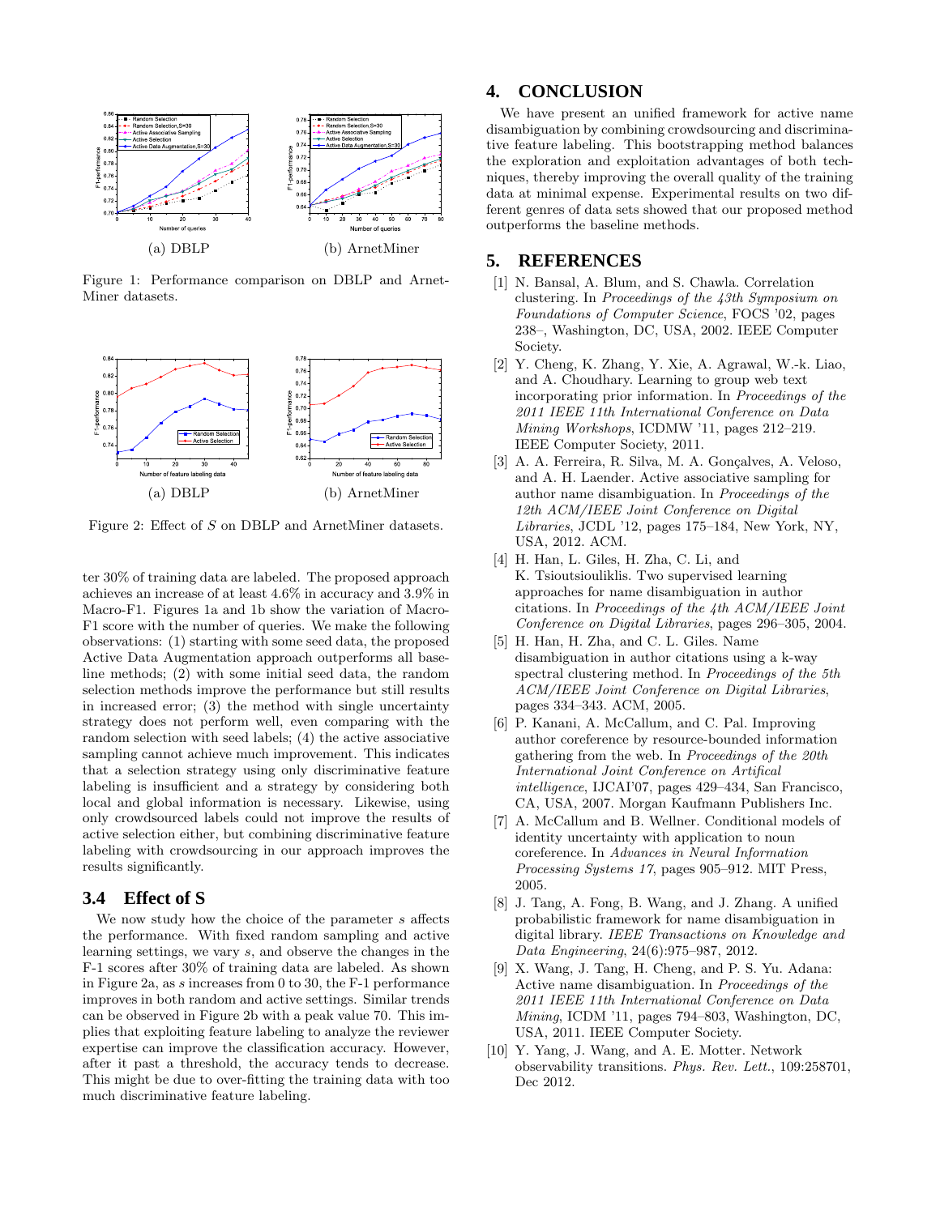0.86
0.84
0.82
0.80
0.78
0.76
0.74
0.72
0.70
F1-performance
0 10 20 30 40
Number of queries
Random Selection
Random Selection,S=30
Active Associative Sampling
Active Selection
Active Data Augmentation,S=30

(a) DBLP

0.78
0.76
0.74
0.72
0.70
0.68
0.66
0.64
F1-performance
0 10 20 30 40 50 60 70 80
Number of queries
Random Selection
Random Selection,S=30
Active Associative Sampling
Active Selection
Active Data Augmentation,S=30

(b) ArnetMiner

Figure 1: Performance comparison on DBLP and ArnetMiner datasets.

0.84
0.82
0.80
0.78
0.76
0.74
F1-performance
0 10 20 30 40
Number of feature labeling data
Random Selection
Active Selection

(a) DBLP

0.78
0.76
0.74
0.72
0.70
0.68
0.66
0.64
0.62
F1-performance
0 20 40 60 80
Number of feature labeling data
Random Selection
Active Selection

(b) ArnetMiner

Figure 2: Effect of $S$ on DBLP and ArnetMiner datasets.

ter 30% of training data are labeled. The proposed approach achieves an increase of at least 4.6% in accuracy and 3.9% in Macro-F1. Figures 1a and 1b show the variation of Macro-F1 score with the number of queries. We make the following observations: (1) starting with some seed data, the proposed Active Data Augmentation approach outperforms all baseline methods; (2) with some initial seed data, the random selection methods improve the performance but still results in increased error; (3) the method with single uncertainty strategy does not perform well, even comparing with the random selection with seed labels; (4) the active associative sampling cannot achieve much improvement. This indicates that a selection strategy using only discriminative feature labeling is insufficient and a strategy by considering both local and global information is necessary. Likewise, using only crowdsourced labels could not improve the results of active selection either, but combining discriminative feature labeling with crowdsourcing in our approach improves the results significantly.

### 3.4 Effect of S

We now study how the choice of the parameter $s$ affects the performance. With fixed random sampling and active learning settings, we vary $s$, and observe the changes in the F-1 scores after 30% of training data are labeled. As shown in Figure 2a, as $s$ increases from 0 to 30, the F-1 performance improves in both random and active settings. Similar trends can be observed in Figure 2b with a peak value 70. This implies that exploiting feature labeling to analyze the reviewer expertise can improve the classification accuracy. However, after it past a threshold, the accuracy tends to decrease. This might be due to over-fitting the training data with too much discriminative feature labeling.

## 4. CONCLUSION

We have present an unified framework for active name disambiguation by combining crowdsourcing and discriminative feature labeling. This bootstrapping method balances the exploration and exploitation advantages of both techniques, thereby improving the overall quality of the training data at minimal expense. Experimental results on two different genres of data sets showed that our proposed method outperforms the baseline methods.

## 5. REFERENCES

[1] N. Bansal, A. Blum, and S. Chawla. Correlation clustering. In *Proceedings of the 43th Symposium on Foundations of Computer Science*, FOCS '02, pages 238–, Washington, DC, USA, 2002. IEEE Computer Society.

[2] Y. Cheng, K. Zhang, Y. Xie, A. Agrawal, W.-k. Liao, and A. Choudhary. Learning to group web text incorporating prior information. In *Proceedings of the 2011 IEEE 11th International Conference on Data Mining Workshops*, ICDMW '11, pages 212–219. IEEE Computer Society, 2011.

[3] A. A. Ferreira, R. Silva, M. A. Gonçalves, A. Veloso, and A. H. Laender. Active associative sampling for author name disambiguation. In *Proceedings of the 12th ACM/IEEE Joint Conference on Digital Libraries*, JCDL '12, pages 175–184, New York, NY, USA, 2012. ACM.

[4] H. Han, L. Giles, H. Zha, C. Li, and K. Tsioutsiouliklis. Two supervised learning approaches for name disambiguation in author citations. In *Proceedings of the 4th ACM/IEEE Joint Conference on Digital Libraries*, pages 296–305, 2004.

[5] H. Han, H. Zha, and C. L. Giles. Name disambiguation in author citations using a k-way spectral clustering method. In *Proceedings of the 5th ACM/IEEE Joint Conference on Digital Libraries*, pages 334–343. ACM, 2005.

[6] P. Kanani, A. McCallum, and C. Pal. Improving author coreference by resource-bounded information gathering from the web. In *Proceedings of the 20th International Joint Conference on Artifical intelligence*, IJCAI'07, pages 429–434, San Francisco, CA, USA, 2007. Morgan Kaufmann Publishers Inc.

[7] A. McCallum and B. Wellner. Conditional models of identity uncertainty with application to noun coreference. In *Advances in Neural Information Processing Systems 17*, pages 905–912. MIT Press, 2005.

[8] J. Tang, A. Fong, B. Wang, and J. Zhang. A unified probabilistic framework for name disambiguation in digital library. *IEEE Transactions on Knowledge and Data Engineering*, 24(6):975–987, 2012.

[9] X. Wang, J. Tang, H. Cheng, and P. S. Yu. Adana: Active name disambiguation. In *Proceedings of the 2011 IEEE 11th International Conference on Data Mining*, ICDM '11, pages 794–803, Washington, DC, USA, 2011. IEEE Computer Society.

[10] Y. Yang, J. Wang, and A. E. Motter. Network observability transitions. *Phys. Rev. Lett.*, 109:258701, Dec 2012.